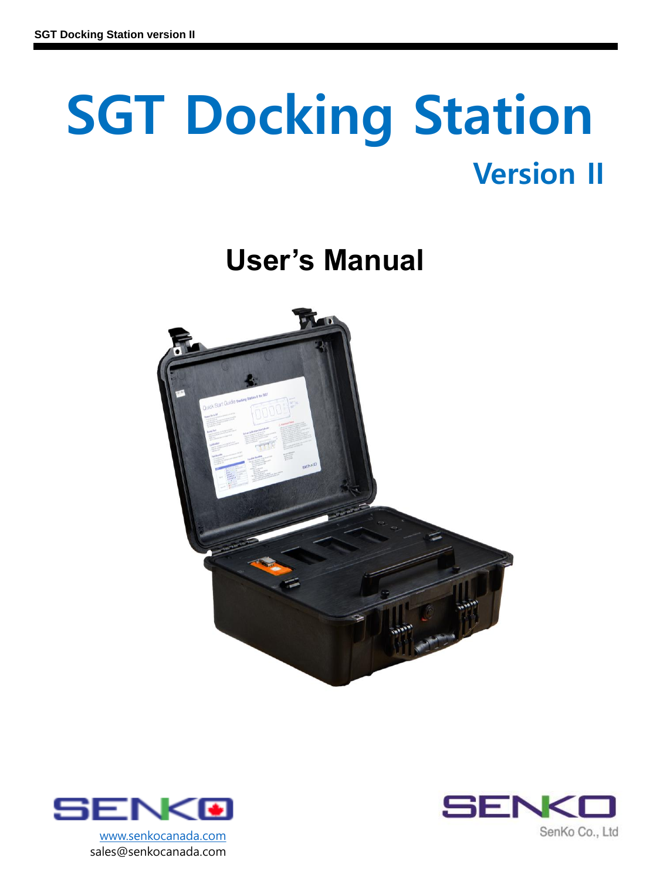# SGT Docking Station

## Version II

## User's Manual

www.senkocanada.com
sales@senkocanada.com

SenKo Co., Ltd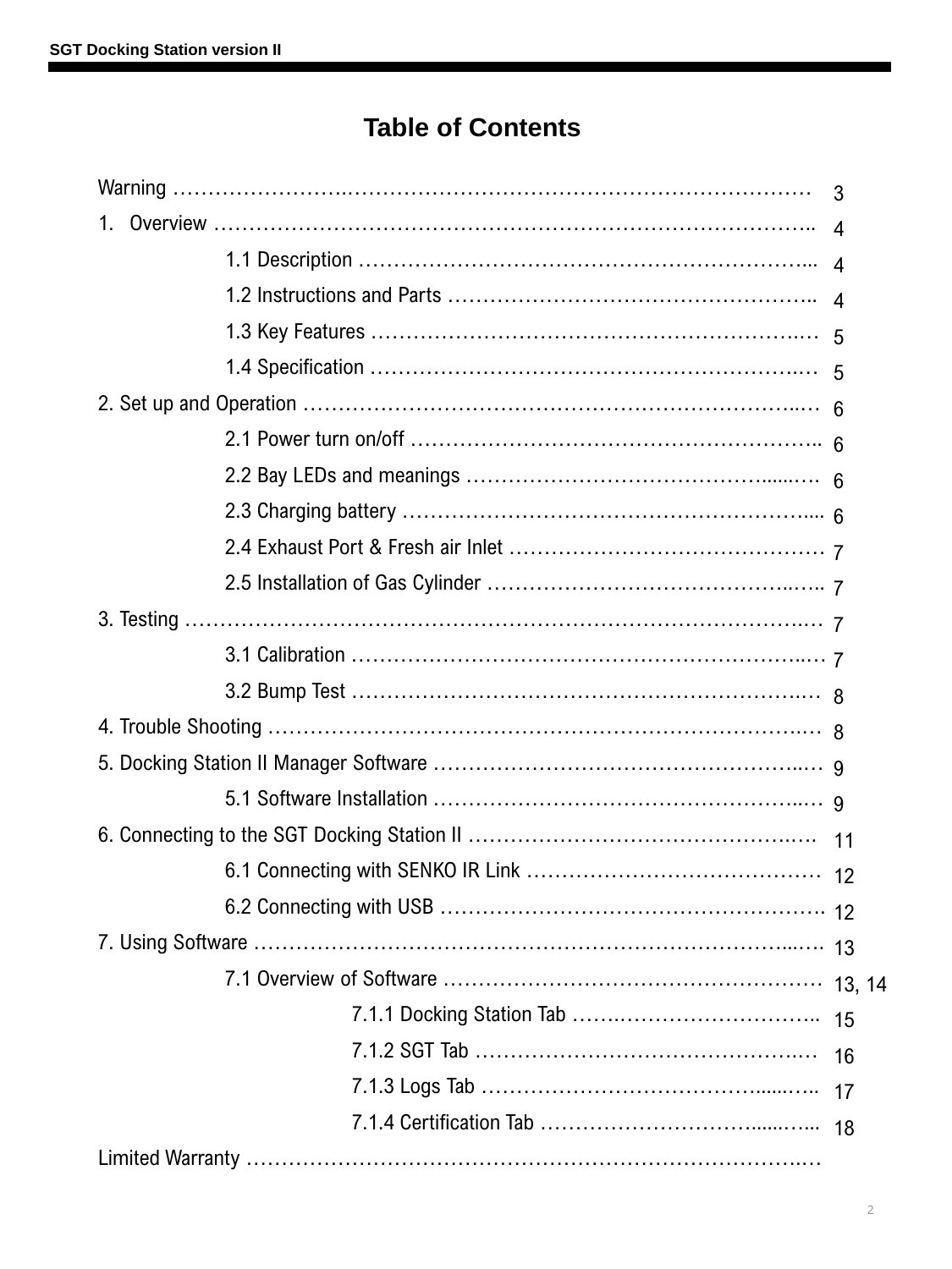# Table of Contents

| Section | Page |
| --- | --- |
| Warning | 3 |
| 1. Overview | 4 |
| 1.1 Description | 4 |
| 1.2 Instructions and Parts | 4 |
| 1.3 Key Features | 5 |
| 1.4 Specification | 5 |
| 2. Set up and Operation | 6 |
| 2.1 Power turn on/off | 6 |
| 2.2 Bay LEDs and meanings | 6 |
| 2.3 Charging battery | 6 |
| 2.4 Exhaust Port & Fresh air Inlet | 7 |
| 2.5 Installation of Gas Cylinder | 7 |
| 3. Testing | 7 |
| 3.1 Calibration | 7 |
| 3.2 Bump Test | 8 |
| 4. Trouble Shooting | 8 |
| 5. Docking Station II Manager Software | 9 |
| 5.1 Software Installation | 9 |
| 6. Connecting to the SGT Docking Station II | 11 |
| 6.1 Connecting with SENKO IR Link | 12 |
| 6.2 Connecting with USB | 12 |
| 7. Using Software | 13 |
| 7.1 Overview of Software | 13, 14 |
| 7.1.1 Docking Station Tab | 15 |
| 7.1.2 SGT Tab | 16 |
| 7.1.3 Logs Tab | 17 |
| 7.1.4 Certification Tab | 18 |
| Limited Warranty | |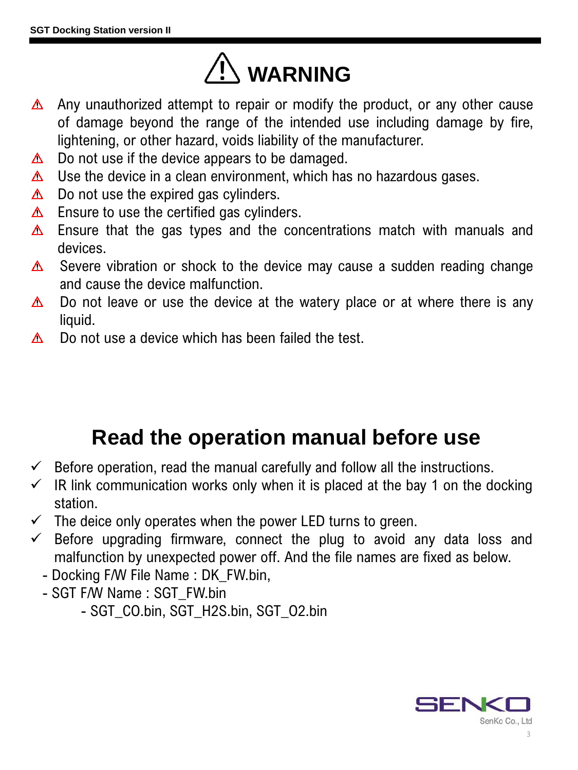# ⚠ WARNING

- ⚠ Any unauthorized attempt to repair or modify the product, or any other cause of damage beyond the range of the intended use including damage by fire, lightening, or other hazard, voids liability of the manufacturer.
- ⚠ Do not use if the device appears to be damaged.
- ⚠ Use the device in a clean environment, which has no hazardous gases.
- ⚠ Do not use the expired gas cylinders.
- ⚠ Ensure to use the certified gas cylinders.
- ⚠ Ensure that the gas types and the concentrations match with manuals and devices.
- ⚠ Severe vibration or shock to the device may cause a sudden reading change and cause the device malfunction.
- ⚠ Do not leave or use the device at the watery place or at where there is any liquid.
- ⚠ Do not use a device which has been failed the test.

# Read the operation manual before use

- ✓ Before operation, read the manual carefully and follow all the instructions.
- ✓ IR link communication works only when it is placed at the bay 1 on the docking station.
- ✓ The deice only operates when the power LED turns to green.
- ✓ Before upgrading firmware, connect the plug to avoid any data loss and malfunction by unexpected power off. And the file names are fixed as below.
  - Docking F/W File Name : DK_FW.bin,
  - SGT F/W Name : SGT_FW.bin
    - SGT_CO.bin, SGT_H2S.bin, SGT_O2.bin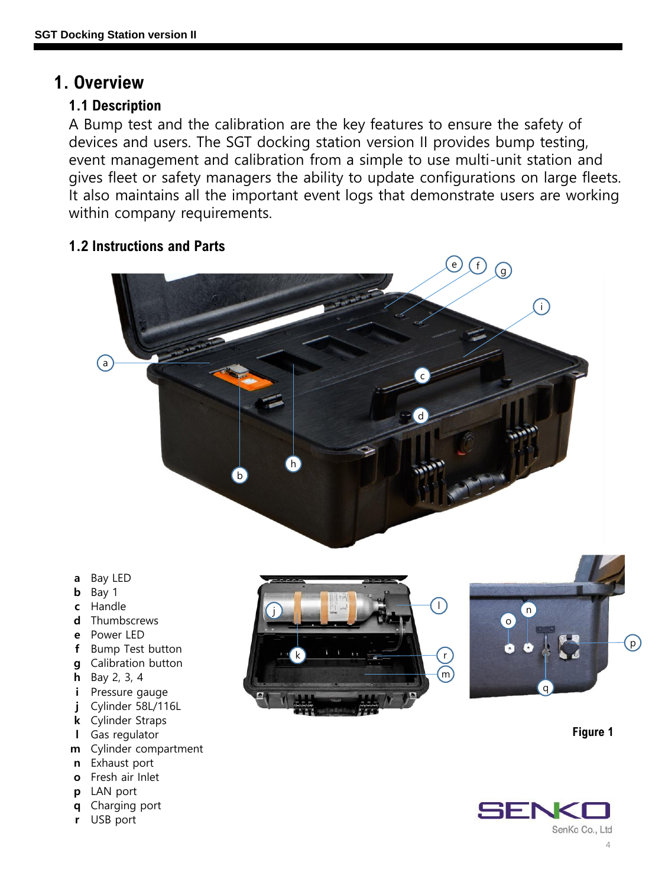# 1. Overview

## 1.1 Description

A Bump test and the calibration are the key features to ensure the safety of devices and users. The SGT docking station version II provides bump testing, event management and calibration from a simple to use multi-unit station and gives fleet or safety managers the ability to update configurations on large fleets. It also maintains all the important event logs that demonstrate users are working within company requirements.

## 1.2 Instructions and Parts

- **a** Bay LED
- **b** Bay 1
- **c** Handle
- **d** Thumbscrews
- **e** Power LED
- **f** Bump Test button
- **g** Calibration button
- **h** Bay 2, 3, 4
- **i** Pressure gauge
- **j** Cylinder 58L/116L
- **k** Cylinder Straps
- **l** Gas regulator
- **m** Cylinder compartment
- **n** Exhaust port
- **o** Fresh air Inlet
- **p** LAN port
- **q** Charging port
- **r** USB port

**Figure 1**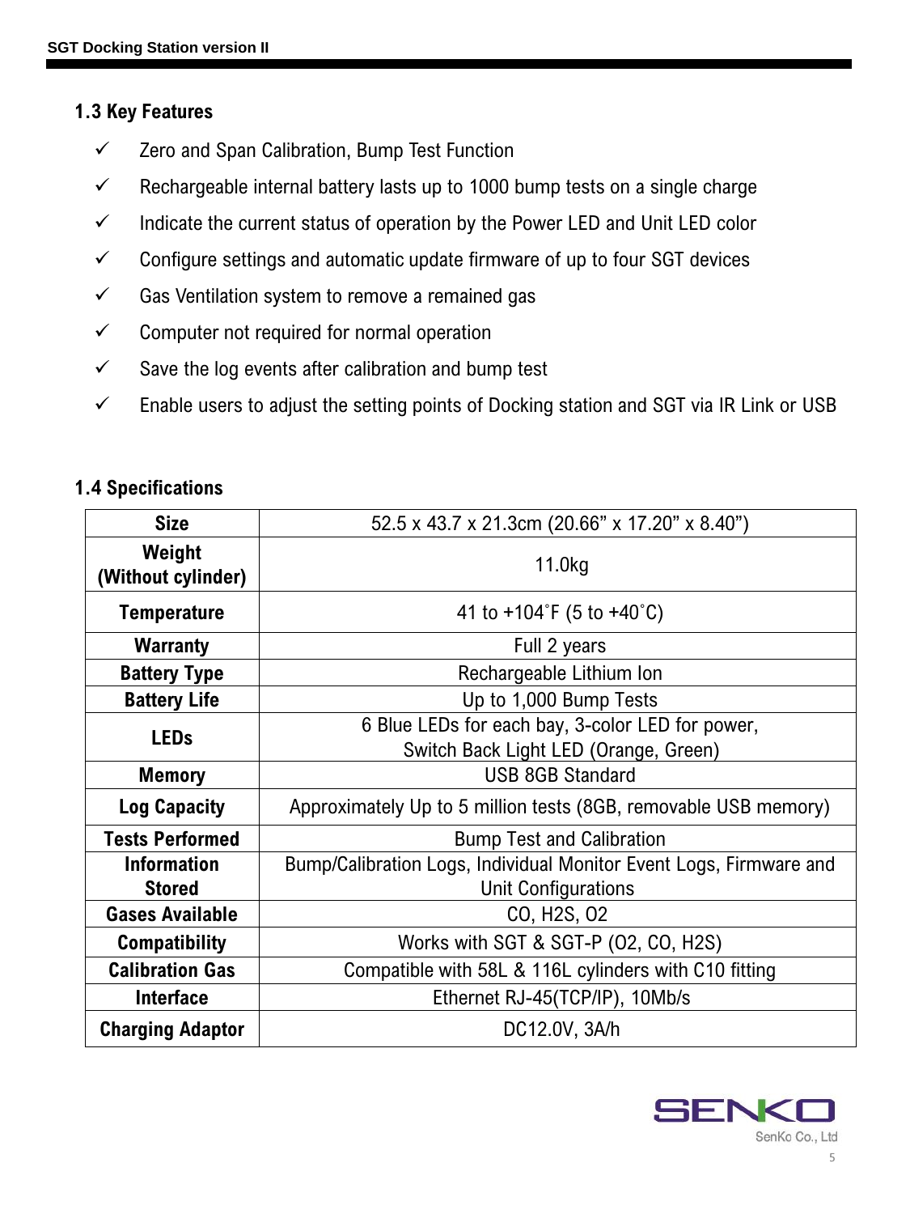### 1.3 Key Features

- ✓ Zero and Span Calibration, Bump Test Function
- ✓ Rechargeable internal battery lasts up to 1000 bump tests on a single charge
- ✓ Indicate the current status of operation by the Power LED and Unit LED color
- ✓ Configure settings and automatic update firmware of up to four SGT devices
- ✓ Gas Ventilation system to remove a remained gas
- ✓ Computer not required for normal operation
- ✓ Save the log events after calibration and bump test
- ✓ Enable users to adjust the setting points of Docking station and SGT via IR Link or USB

### 1.4 Specifications

| Specification | Value |
|---|---|
| **Size** | 52.5 x 43.7 x 21.3cm (20.66" x 17.20" x 8.40") |
| **Weight (Without cylinder)** | 11.0kg |
| **Temperature** | 41 to +104˚F (5 to +40˚C) |
| **Warranty** | Full 2 years |
| **Battery Type** | Rechargeable Lithium Ion |
| **Battery Life** | Up to 1,000 Bump Tests |
| **LEDs** | 6 Blue LEDs for each bay, 3-color LED for power, Switch Back Light LED (Orange, Green) |
| **Memory** | USB 8GB Standard |
| **Log Capacity** | Approximately Up to 5 million tests (8GB, removable USB memory) |
| **Tests Performed** | Bump Test and Calibration |
| **Information Stored** | Bump/Calibration Logs, Individual Monitor Event Logs, Firmware and Unit Configurations |
| **Gases Available** | CO, H2S, O2 |
| **Compatibility** | Works with SGT & SGT-P (O2, CO, H2S) |
| **Calibration Gas** | Compatible with 58L & 116L cylinders with C10 fitting |
| **Interface** | Ethernet RJ-45(TCP/IP), 10Mb/s |
| **Charging Adaptor** | DC12.0V, 3A/h |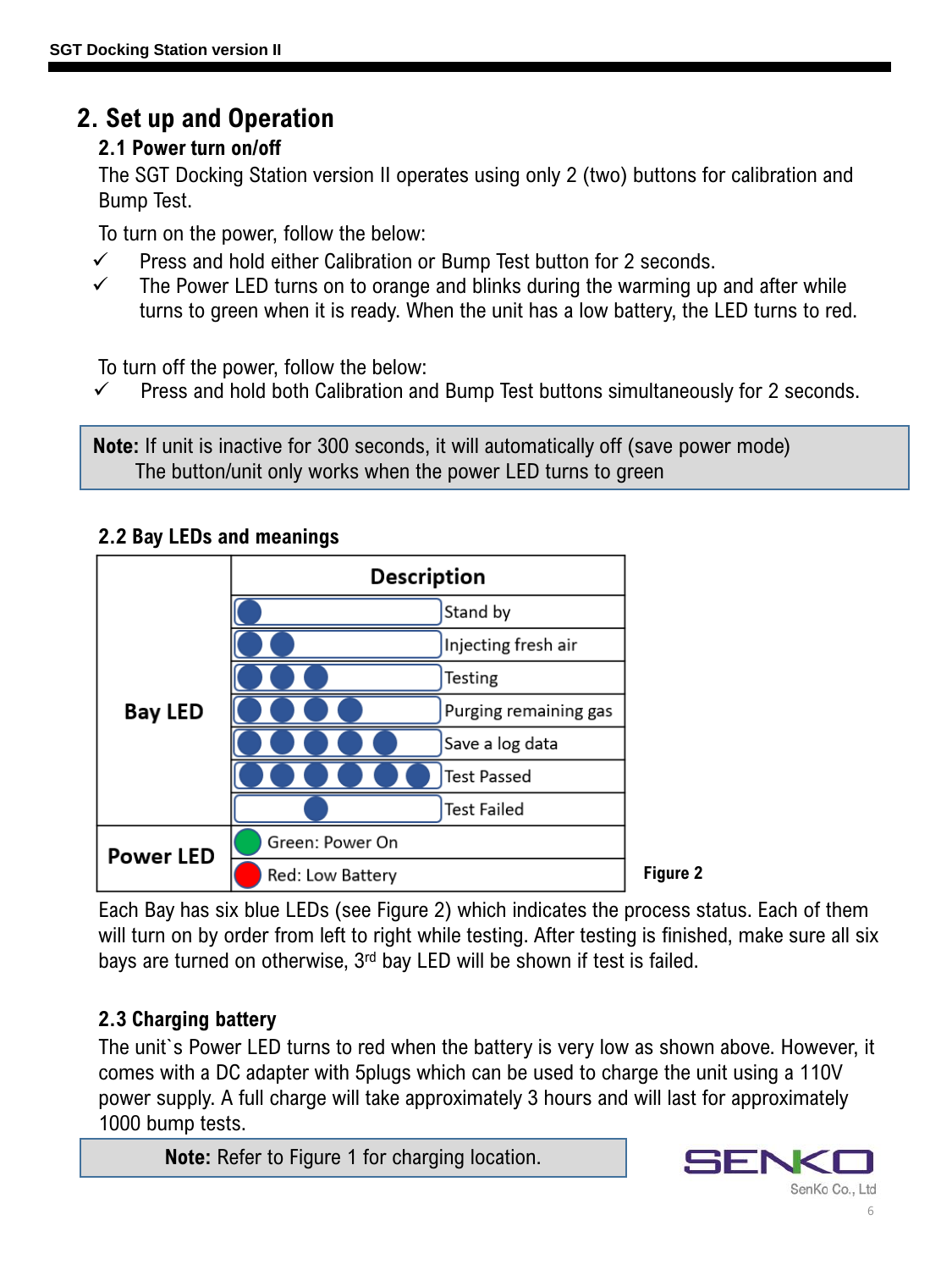# 2. Set up and Operation

## 2.1 Power turn on/off

The SGT Docking Station version II operates using only 2 (two) buttons for calibration and Bump Test.

To turn on the power, follow the below:

- ✓ Press and hold either Calibration or Bump Test button for 2 seconds.
- ✓ The Power LED turns on to orange and blinks during the warming up and after while turns to green when it is ready. When the unit has a low battery, the LED turns to red.

To turn off the power, follow the below:

- ✓ Press and hold both Calibration and Bump Test buttons simultaneously for 2 seconds.

> **Note:** If unit is inactive for 300 seconds, it will automatically off (save power mode)
> The button/unit only works when the power LED turns to green

## 2.2 Bay LEDs and meanings

| | LEDs | Description |
|---|---|---|
| Bay LED | ● | Stand by |
| | ● ● | Injecting fresh air |
| | ● ● ● | Testing |
| | ● ● ● ● | Purging remaining gas |
| | ● ● ● ● ● | Save a log data |
| | ● ● ● ● ● ● | Test Passed |
| | ○ ○ ● ○ ○ ○ (3rd LED only) | Test Failed |
| Power LED | ● (green) | Green: Power On |
| | ● (red) | Red: Low Battery |

**Figure 2**

Each Bay has six blue LEDs (see Figure 2) which indicates the process status. Each of them will turn on by order from left to right while testing. After testing is finished, make sure all six bays are turned on otherwise, 3rd bay LED will be shown if test is failed.

## 2.3 Charging battery

The unit`s Power LED turns to red when the battery is very low as shown above. However, it comes with a DC adapter with 5plugs which can be used to charge the unit using a 110V power supply. A full charge will take approximately 3 hours and will last for approximately 1000 bump tests.

> **Note:** Refer to Figure 1 for charging location.

SENKO
SenKo Co., Ltd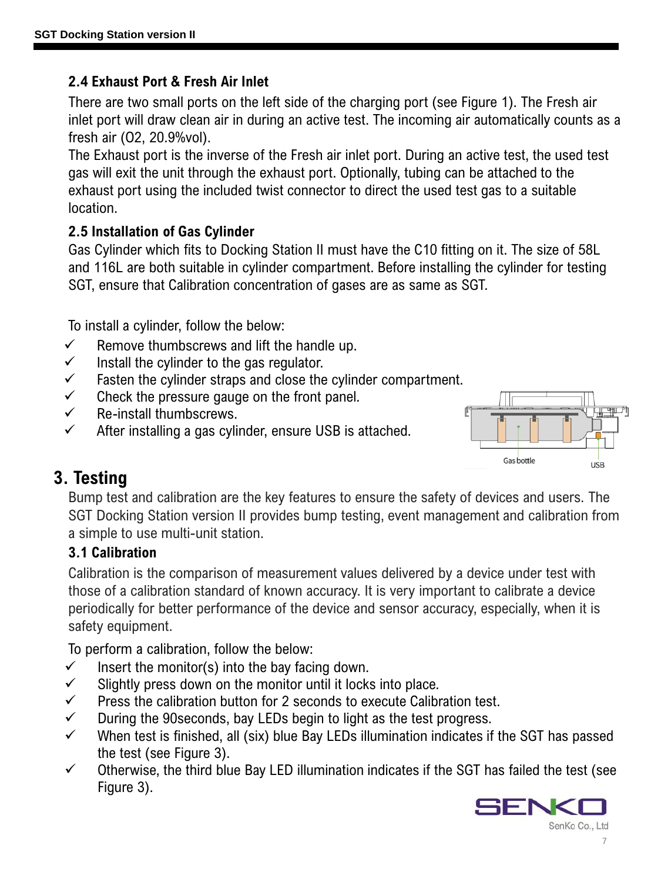### 2.4 Exhaust Port & Fresh Air Inlet

There are two small ports on the left side of the charging port (see Figure 1). The Fresh air inlet port will draw clean air in during an active test. The incoming air automatically counts as a fresh air (O2, 20.9%vol).

The Exhaust port is the inverse of the Fresh air inlet port. During an active test, the used test gas will exit the unit through the exhaust port. Optionally, tubing can be attached to the exhaust port using the included twist connector to direct the used test gas to a suitable location.

### 2.5 Installation of Gas Cylinder

Gas Cylinder which fits to Docking Station II must have the C10 fitting on it. The size of 58L and 116L are both suitable in cylinder compartment. Before installing the cylinder for testing SGT, ensure that Calibration concentration of gases are as same as SGT.

To install a cylinder, follow the below:

- ✓ Remove thumbscrews and lift the handle up.
- ✓ Install the cylinder to the gas regulator.
- ✓ Fasten the cylinder straps and close the cylinder compartment.
- ✓ Check the pressure gauge on the front panel.
- ✓ Re-install thumbscrews.
- ✓ After installing a gas cylinder, ensure USB is attached.

Gas bottle USB

## 3. Testing

Bump test and calibration are the key features to ensure the safety of devices and users. The SGT Docking Station version II provides bump testing, event management and calibration from a simple to use multi-unit station.

### 3.1 Calibration

Calibration is the comparison of measurement values delivered by a device under test with those of a calibration standard of known accuracy. It is very important to calibrate a device periodically for better performance of the device and sensor accuracy, especially, when it is safety equipment.

To perform a calibration, follow the below:

- ✓ Insert the monitor(s) into the bay facing down.
- ✓ Slightly press down on the monitor until it locks into place.
- ✓ Press the calibration button for 2 seconds to execute Calibration test.
- ✓ During the 90seconds, bay LEDs begin to light as the test progress.
- ✓ When test is finished, all (six) blue Bay LEDs illumination indicates if the SGT has passed the test (see Figure 3).
- ✓ Otherwise, the third blue Bay LED illumination indicates if the SGT has failed the test (see Figure 3).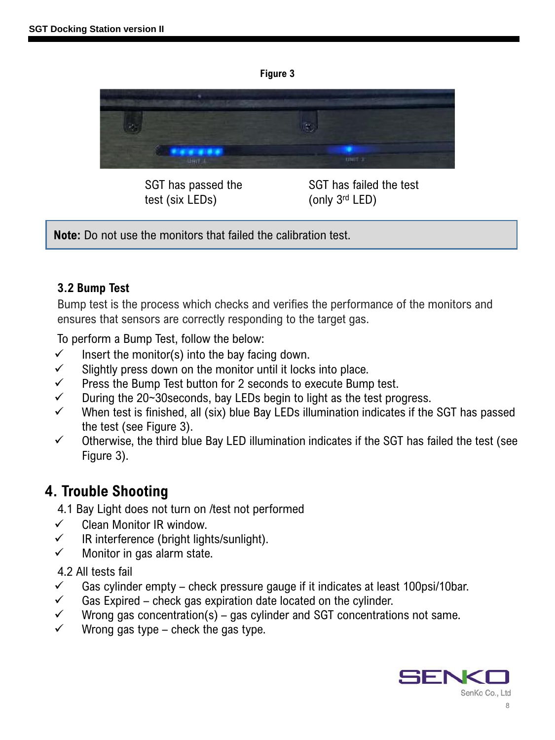**Figure 3**

SGT has passed the test (six LEDs)

SGT has failed the test (only 3rd LED)

**Note:** Do not use the monitors that failed the calibration test.

### 3.2 Bump Test

Bump test is the process which checks and verifies the performance of the monitors and ensures that sensors are correctly responding to the target gas.

To perform a Bump Test, follow the below:

- ✓ Insert the monitor(s) into the bay facing down.
- ✓ Slightly press down on the monitor until it locks into place.
- ✓ Press the Bump Test button for 2 seconds to execute Bump test.
- ✓ During the 20~30seconds, bay LEDs begin to light as the test progress.
- ✓ When test is finished, all (six) blue Bay LEDs illumination indicates if the SGT has passed the test (see Figure 3).
- ✓ Otherwise, the third blue Bay LED illumination indicates if the SGT has failed the test (see Figure 3).

## 4. Trouble Shooting

4.1 Bay Light does not turn on /test not performed

- ✓ Clean Monitor IR window.
- ✓ IR interference (bright lights/sunlight).
- ✓ Monitor in gas alarm state.

4.2 All tests fail

- ✓ Gas cylinder empty – check pressure gauge if it indicates at least 100psi/10bar.
- ✓ Gas Expired – check gas expiration date located on the cylinder.
- ✓ Wrong gas concentration(s) – gas cylinder and SGT concentrations not same.
- ✓ Wrong gas type – check the gas type.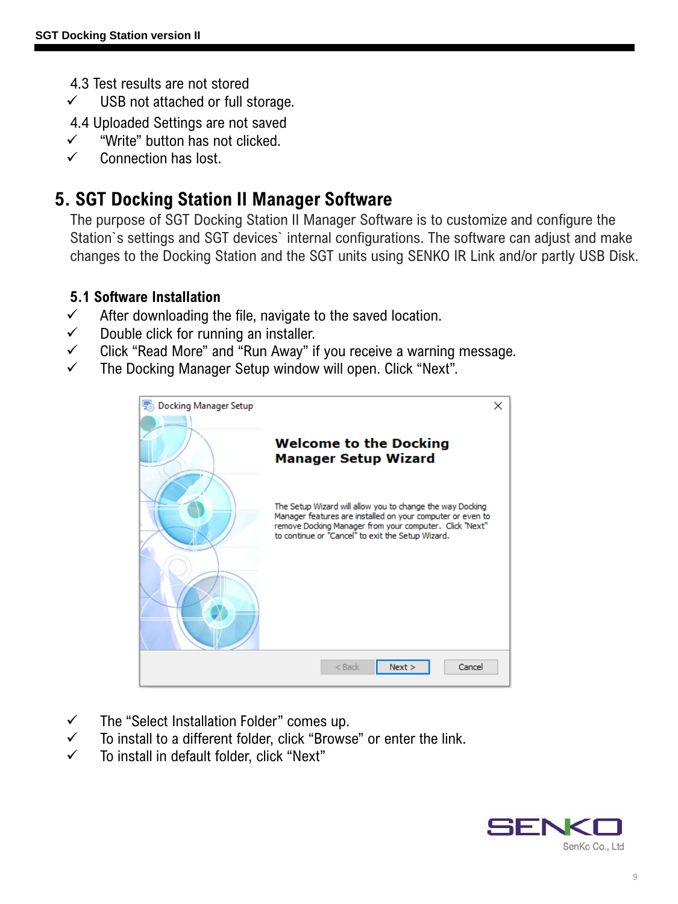4.3 Test results are not stored

- ✓ USB not attached or full storage.

4.4 Uploaded Settings are not saved

- ✓ "Write" button has not clicked.
- ✓ Connection has lost.

## 5. SGT Docking Station II Manager Software

The purpose of SGT Docking Station II Manager Software is to customize and configure the Station`s settings and SGT devices` internal configurations. The software can adjust and make changes to the Docking Station and the SGT units using SENKO IR Link and/or partly USB Disk.

### 5.1 Software Installation

- ✓ After downloading the file, navigate to the saved location.
- ✓ Double click for running an installer.
- ✓ Click "Read More" and "Run Away" if you receive a warning message.
- ✓ The Docking Manager Setup window will open. Click "Next".

- ✓ The "Select Installation Folder" comes up.
- ✓ To install to a different folder, click "Browse" or enter the link.
- ✓ To install in default folder, click "Next"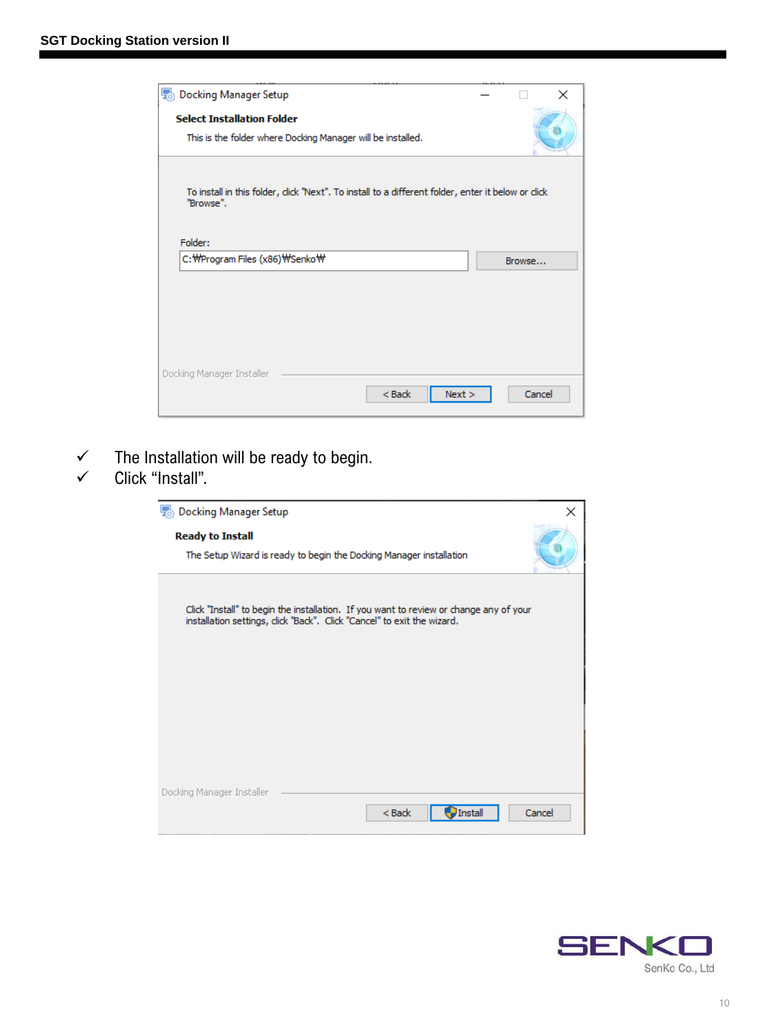✓ The Installation will be ready to begin.

✓ Click “Install”.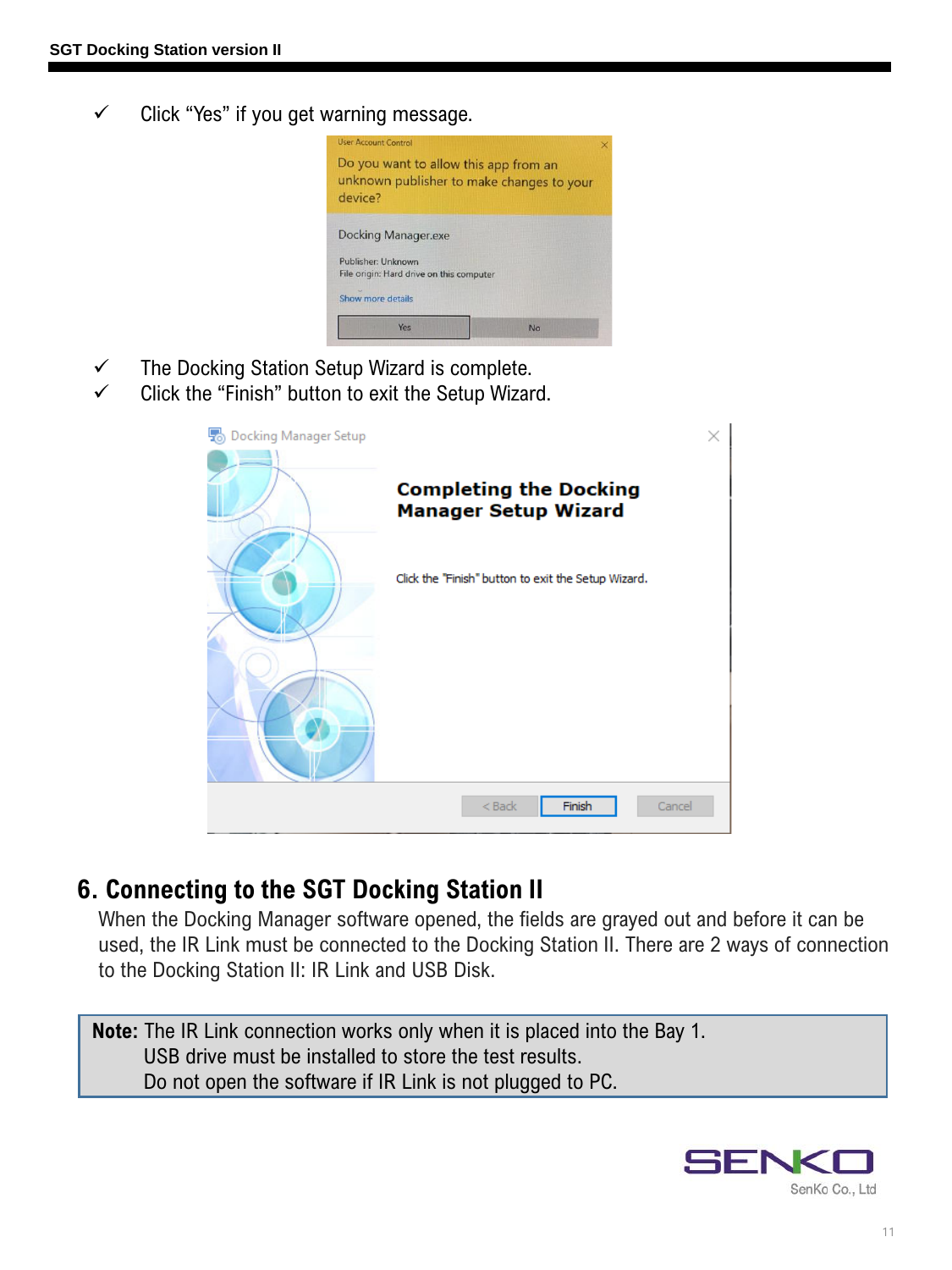- ✓ Click “Yes” if you get warning message.

- ✓ The Docking Station Setup Wizard is complete.
- ✓ Click the “Finish” button to exit the Setup Wizard.

## 6. Connecting to the SGT Docking Station II

When the Docking Manager software opened, the fields are grayed out and before it can be used, the IR Link must be connected to the Docking Station II. There are 2 ways of connection to the Docking Station II: IR Link and USB Disk.

> **Note:** The IR Link connection works only when it is placed into the Bay 1.
> USB drive must be installed to store the test results.
> Do not open the software if IR Link is not plugged to PC.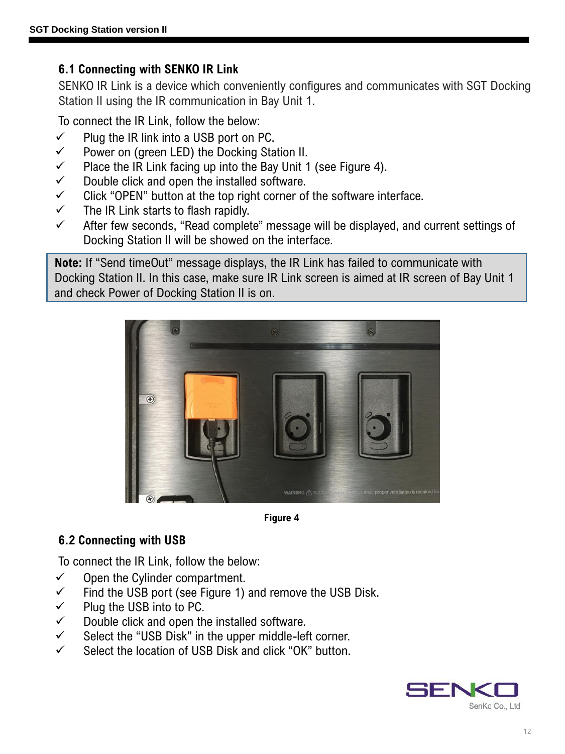## 6.1 Connecting with SENKO IR Link

SENKO IR Link is a device which conveniently configures and communicates with SGT Docking Station II using the IR communication in Bay Unit 1.

To connect the IR Link, follow the below:

- ✓ Plug the IR link into a USB port on PC.
- ✓ Power on (green LED) the Docking Station II.
- ✓ Place the IR Link facing up into the Bay Unit 1 (see Figure 4).
- ✓ Double click and open the installed software.
- ✓ Click “OPEN” button at the top right corner of the software interface.
- ✓ The IR Link starts to flash rapidly.
- ✓ After few seconds, “Read complete” message will be displayed, and current settings of Docking Station II will be showed on the interface.

> **Note:** If “Send timeOut” message displays, the IR Link has failed to communicate with Docking Station II. In this case, make sure IR Link screen is aimed at IR screen of Bay Unit 1 and check Power of Docking Station II is on.

**Figure 4**

## 6.2 Connecting with USB

To connect the IR Link, follow the below:

- ✓ Open the Cylinder compartment.
- ✓ Find the USB port (see Figure 1) and remove the USB Disk.
- ✓ Plug the USB into to PC.
- ✓ Double click and open the installed software.
- ✓ Select the “USB Disk” in the upper middle-left corner.
- ✓ Select the location of USB Disk and click “OK” button.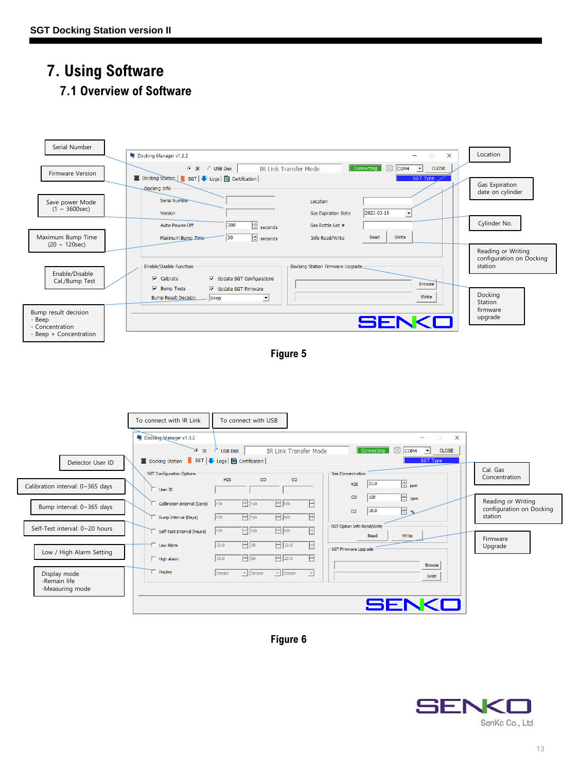# 7. Using Software

## 7.1 Overview of Software

Serial Number

Firmware Version

Save power Mode
(1 ~ 3600sec)

Maximum Bump Time
(20 ~ 120sec)

Enable/Disable
Cal./Bump Test

Bump result decision
- Beep
- Concentration
- Beep + Concentration

Location

Gas Expiration date on cylinder

Cylinder No.

Reading or Writing configuration on Docking station

Docking Station firmware upgrade

Figure 5

To connect with IR Link

To connect with USB

Detector User ID

Calibration interval: 0~365 days

Bump interval: 0~365 days

Self-Test interval: 0~20 hours

Low / High Alarm Setting

Display mode
-Remain life
-Measuring mode

Cal. Gas Concentration

Reading or Writing configuration on Docking station

Firmware Upgrade

Figure 6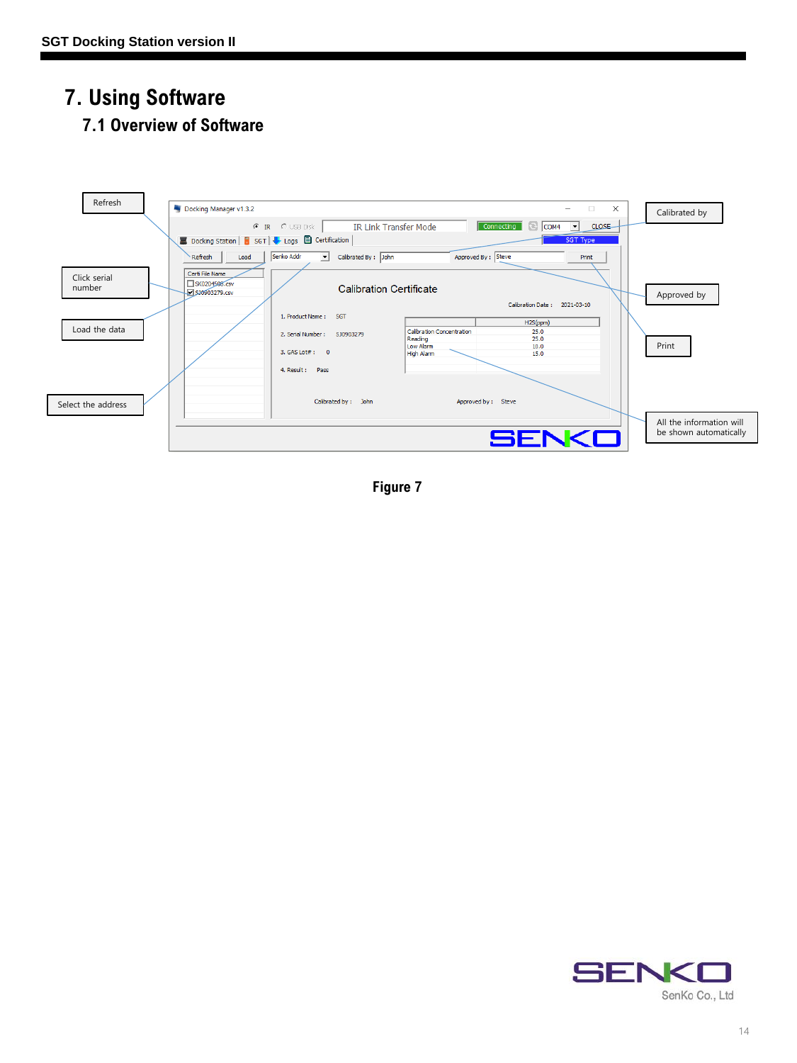# 7. Using Software

## 7.1 Overview of Software

Refresh

Click serial number

Load the data

Select the address

Calibrated by

Approved by

Print

All the information will be shown automatically

Figure 7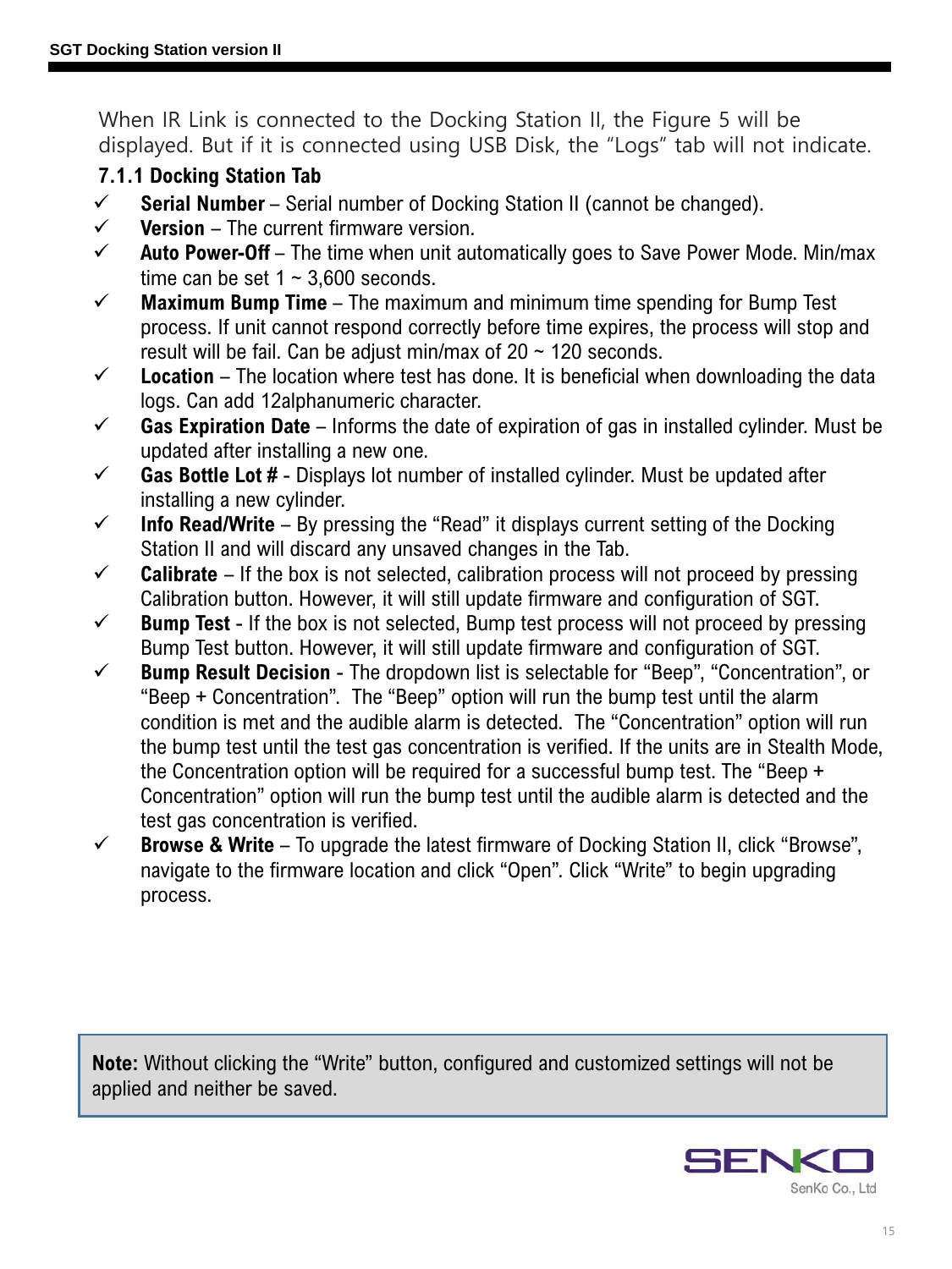When IR Link is connected to the Docking Station II, the Figure 5 will be displayed. But if it is connected using USB Disk, the “Logs” tab will not indicate.

### 7.1.1 Docking Station Tab

- ✓ **Serial Number** – Serial number of Docking Station II (cannot be changed).
- ✓ **Version** – The current firmware version.
- ✓ **Auto Power-Off** – The time when unit automatically goes to Save Power Mode. Min/max time can be set 1 ~ 3,600 seconds.
- ✓ **Maximum Bump Time** – The maximum and minimum time spending for Bump Test process. If unit cannot respond correctly before time expires, the process will stop and result will be fail. Can be adjust min/max of 20 ~ 120 seconds.
- ✓ **Location** – The location where test has done. It is beneficial when downloading the data logs. Can add 12alphanumeric character.
- ✓ **Gas Expiration Date** – Informs the date of expiration of gas in installed cylinder. Must be updated after installing a new one.
- ✓ **Gas Bottle Lot #** - Displays lot number of installed cylinder. Must be updated after installing a new cylinder.
- ✓ **Info Read/Write** – By pressing the “Read” it displays current setting of the Docking Station II and will discard any unsaved changes in the Tab.
- ✓ **Calibrate** – If the box is not selected, calibration process will not proceed by pressing Calibration button. However, it will still update firmware and configuration of SGT.
- ✓ **Bump Test** - If the box is not selected, Bump test process will not proceed by pressing Bump Test button. However, it will still update firmware and configuration of SGT.
- ✓ **Bump Result Decision** - The dropdown list is selectable for “Beep”, “Concentration”, or “Beep + Concentration”. The “Beep” option will run the bump test until the alarm condition is met and the audible alarm is detected. The “Concentration” option will run the bump test until the test gas concentration is verified. If the units are in Stealth Mode, the Concentration option will be required for a successful bump test. The “Beep + Concentration” option will run the bump test until the audible alarm is detected and the test gas concentration is verified.
- ✓ **Browse & Write** – To upgrade the latest firmware of Docking Station II, click “Browse”, navigate to the firmware location and click “Open”. Click “Write” to begin upgrading process.

> **Note:** Without clicking the “Write” button, configured and customized settings will not be applied and neither be saved.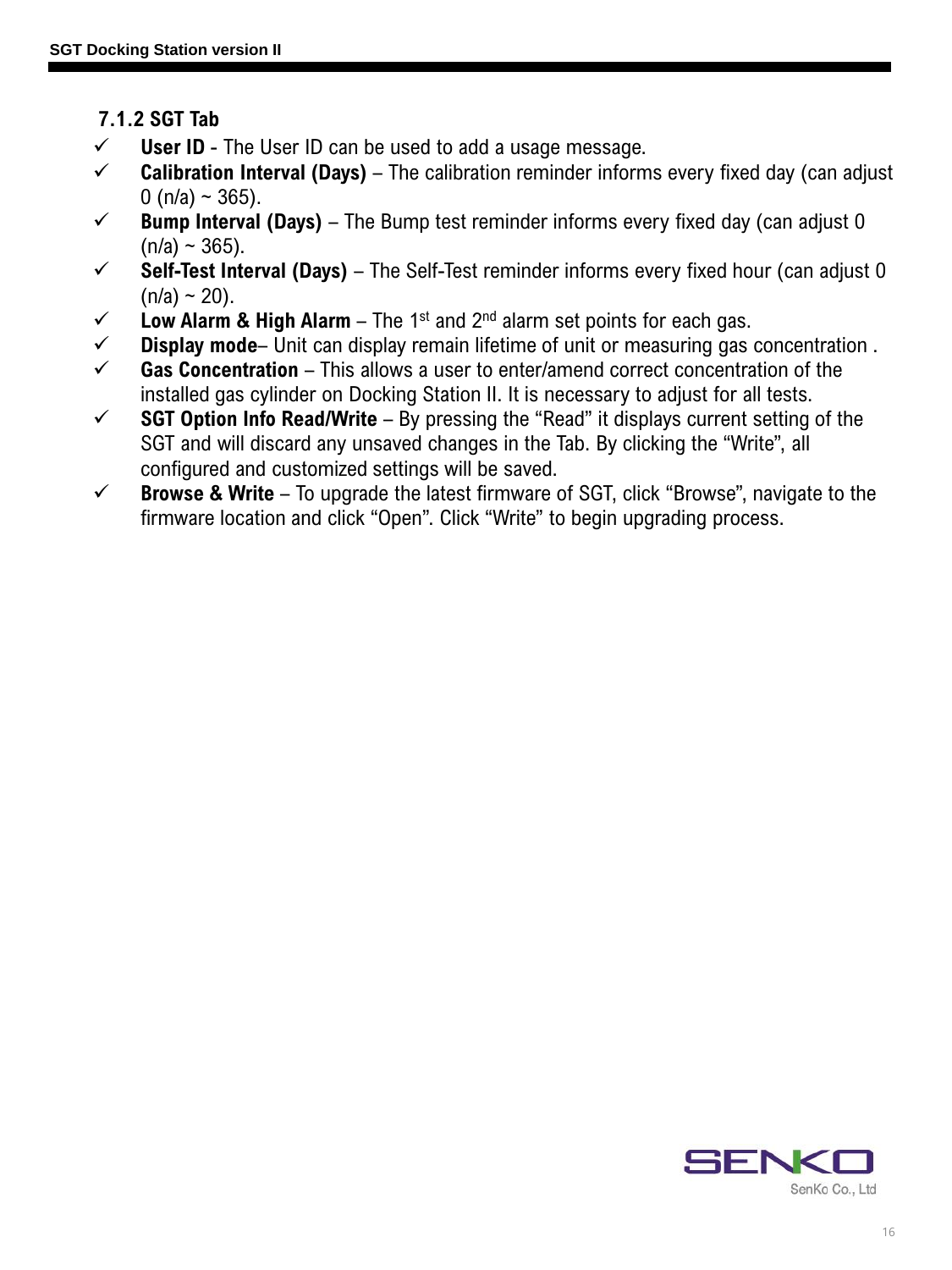### 7.1.2 SGT Tab

- ✓ **User ID** - The User ID can be used to add a usage message.
- ✓ **Calibration Interval (Days)** – The calibration reminder informs every fixed day (can adjust 0 (n/a) ~ 365).
- ✓ **Bump Interval (Days)** – The Bump test reminder informs every fixed day (can adjust 0 (n/a) ~ 365).
- ✓ **Self-Test Interval (Days)** – The Self-Test reminder informs every fixed hour (can adjust 0 (n/a) ~ 20).
- ✓ **Low Alarm & High Alarm** – The 1st and 2nd alarm set points for each gas.
- ✓ **Display mode**– Unit can display remain lifetime of unit or measuring gas concentration .
- ✓ **Gas Concentration** – This allows a user to enter/amend correct concentration of the installed gas cylinder on Docking Station II. It is necessary to adjust for all tests.
- ✓ **SGT Option Info Read/Write** – By pressing the “Read” it displays current setting of the SGT and will discard any unsaved changes in the Tab. By clicking the “Write”, all configured and customized settings will be saved.
- ✓ **Browse & Write** – To upgrade the latest firmware of SGT, click “Browse”, navigate to the firmware location and click “Open”. Click “Write” to begin upgrading process.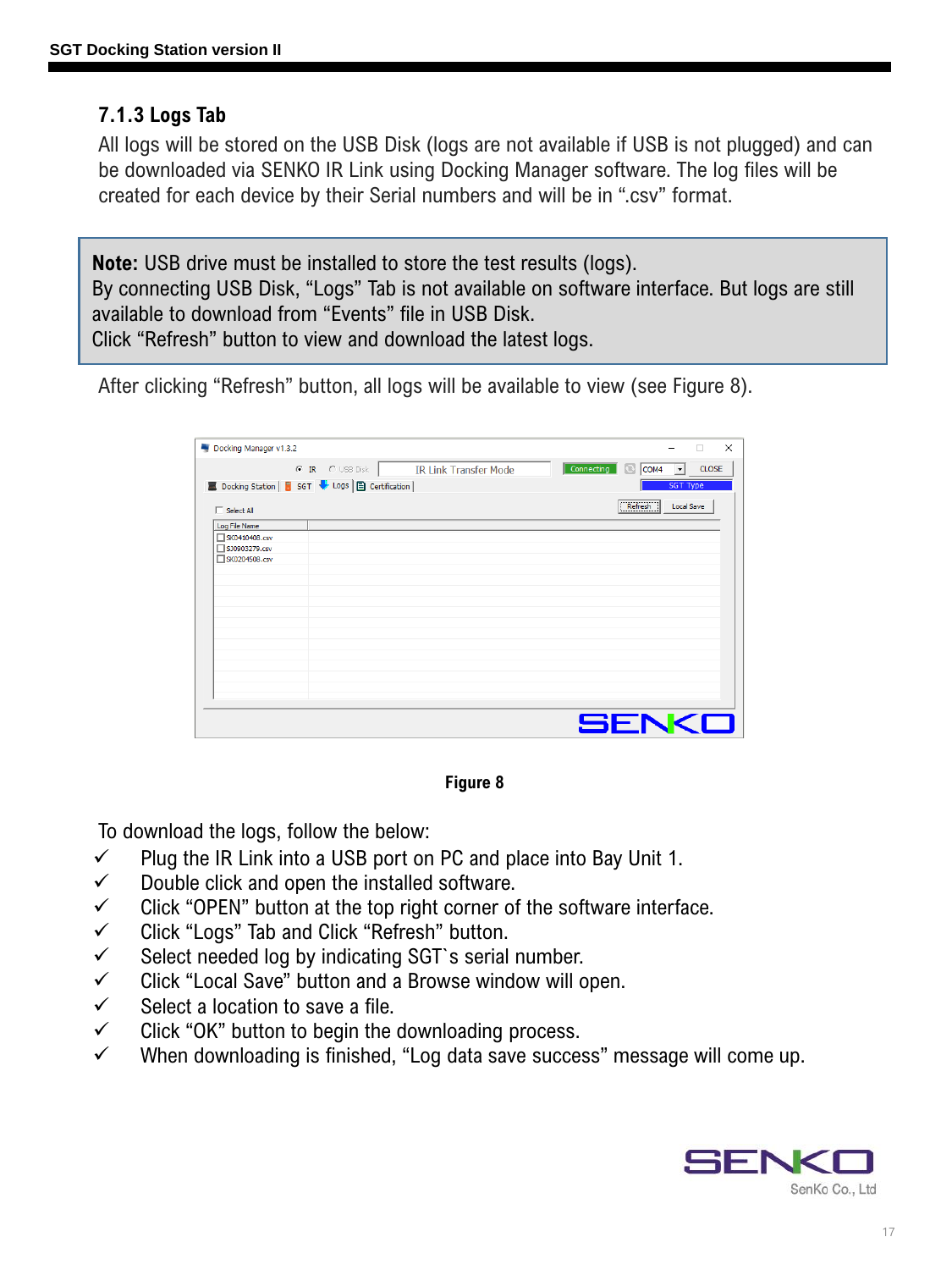### 7.1.3 Logs Tab

All logs will be stored on the USB Disk (logs are not available if USB is not plugged) and can be downloaded via SENKO IR Link using Docking Manager software. The log files will be created for each device by their Serial numbers and will be in ".csv" format.

> **Note:** USB drive must be installed to store the test results (logs).
> By connecting USB Disk, "Logs" Tab is not available on software interface. But logs are still available to download from "Events" file in USB Disk.
> Click "Refresh" button to view and download the latest logs.

After clicking "Refresh" button, all logs will be available to view (see Figure 8).

**Figure 8**

To download the logs, follow the below:

- ✓ Plug the IR Link into a USB port on PC and place into Bay Unit 1.
- ✓ Double click and open the installed software.
- ✓ Click "OPEN" button at the top right corner of the software interface.
- ✓ Click "Logs" Tab and Click "Refresh" button.
- ✓ Select needed log by indicating SGT`s serial number.
- ✓ Click "Local Save" button and a Browse window will open.
- ✓ Select a location to save a file.
- ✓ Click "OK" button to begin the downloading process.
- ✓ When downloading is finished, "Log data save success" message will come up.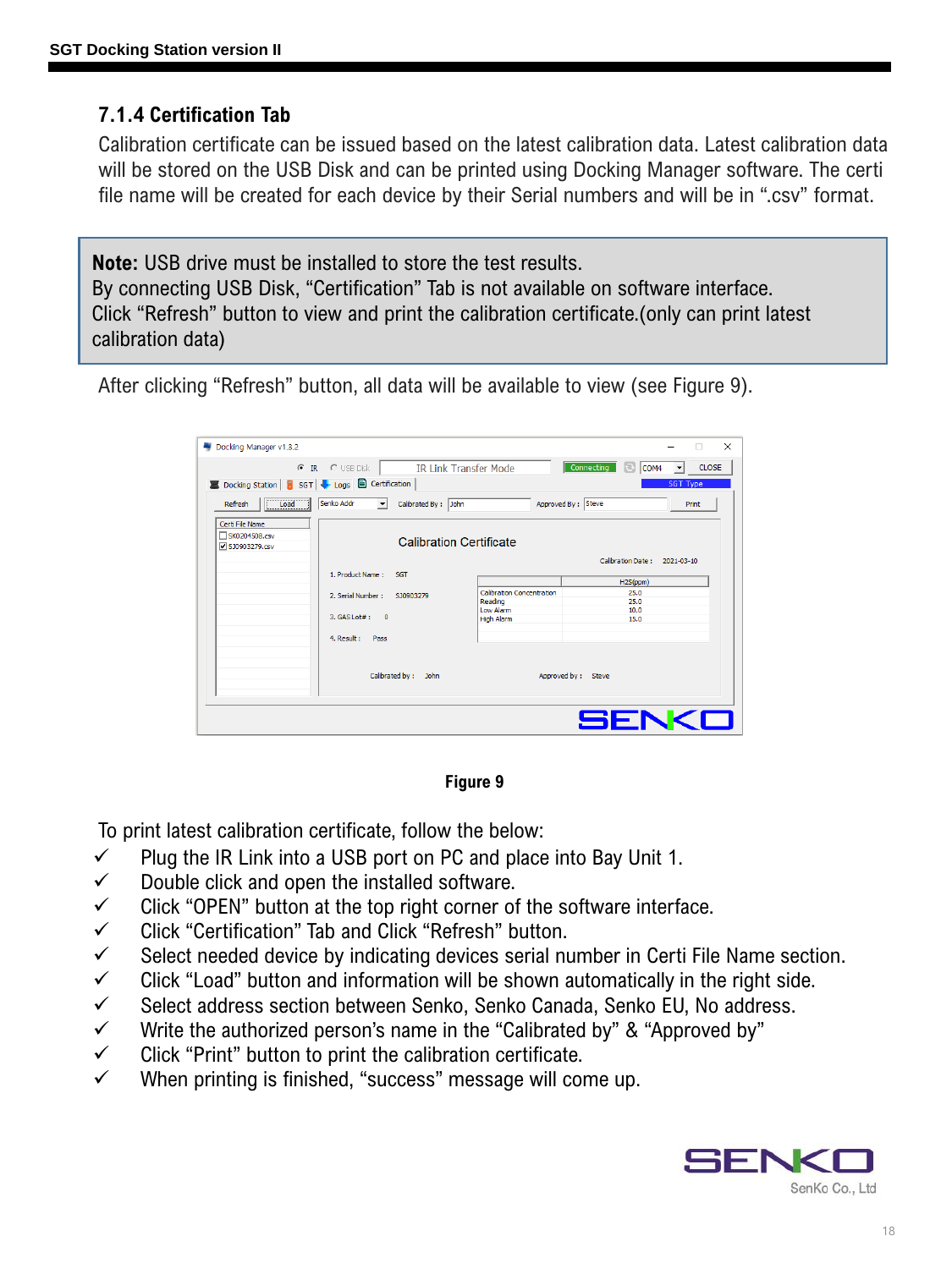### 7.1.4 Certification Tab

Calibration certificate can be issued based on the latest calibration data. Latest calibration data will be stored on the USB Disk and can be printed using Docking Manager software. The certi file name will be created for each device by their Serial numbers and will be in ".csv" format.

> **Note:** USB drive must be installed to store the test results.
> By connecting USB Disk, "Certification" Tab is not available on software interface.
> Click "Refresh" button to view and print the calibration certificate.(only can print latest calibration data)

After clicking "Refresh" button, all data will be available to view (see Figure 9).

**Figure 9**

To print latest calibration certificate, follow the below:

- ✓ Plug the IR Link into a USB port on PC and place into Bay Unit 1.
- ✓ Double click and open the installed software.
- ✓ Click "OPEN" button at the top right corner of the software interface.
- ✓ Click "Certification" Tab and Click "Refresh" button.
- ✓ Select needed device by indicating devices serial number in Certi File Name section.
- ✓ Click "Load" button and information will be shown automatically in the right side.
- ✓ Select address section between Senko, Senko Canada, Senko EU, No address.
- ✓ Write the authorized person's name in the "Calibrated by" & "Approved by"
- ✓ Click "Print" button to print the calibration certificate.
- ✓ When printing is finished, "success" message will come up.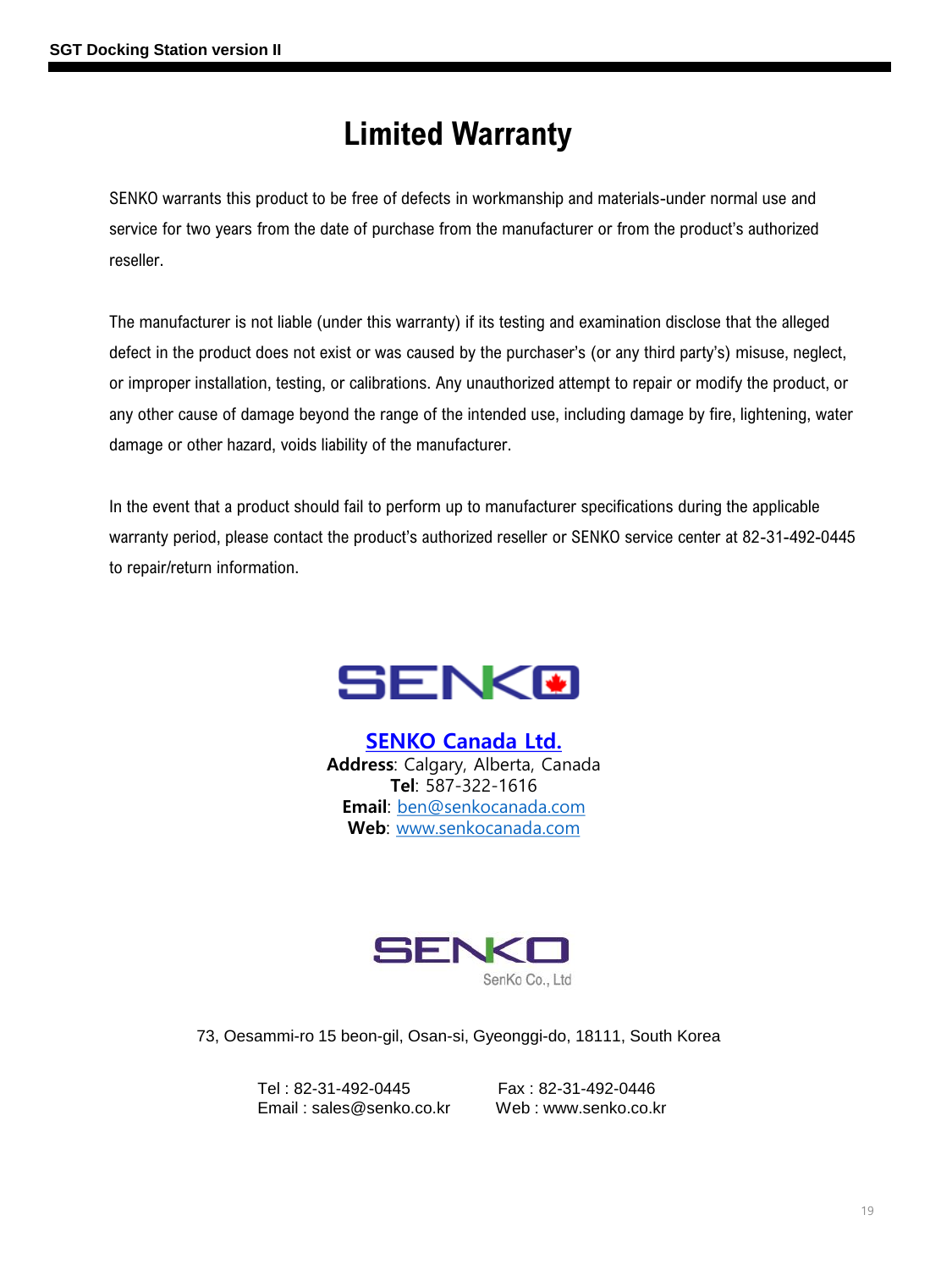# Limited Warranty

SENKO warrants this product to be free of defects in workmanship and materials-under normal use and service for two years from the date of purchase from the manufacturer or from the product's authorized reseller.

The manufacturer is not liable (under this warranty) if its testing and examination disclose that the alleged defect in the product does not exist or was caused by the purchaser's (or any third party's) misuse, neglect, or improper installation, testing, or calibrations. Any unauthorized attempt to repair or modify the product, or any other cause of damage beyond the range of the intended use, including damage by fire, lightening, water damage or other hazard, voids liability of the manufacturer.

In the event that a product should fail to perform up to manufacturer specifications during the applicable warranty period, please contact the product's authorized reseller or SENKO service center at 82-31-492-0445 to repair/return information.

SENKO

**SENKO Canada Ltd.**
**Address**: Calgary, Alberta, Canada
**Tel**: 587-322-1616
**Email**: ben@senkocanada.com
**Web**: www.senkocanada.com

SENKO
SenKo Co., Ltd

73, Oesammi-ro 15 beon-gil, Osan-si, Gyeonggi-do, 18111, South Korea

Tel : 82-31-492-0445 Fax : 82-31-492-0446
Email : sales@senko.co.kr Web : www.senko.co.kr